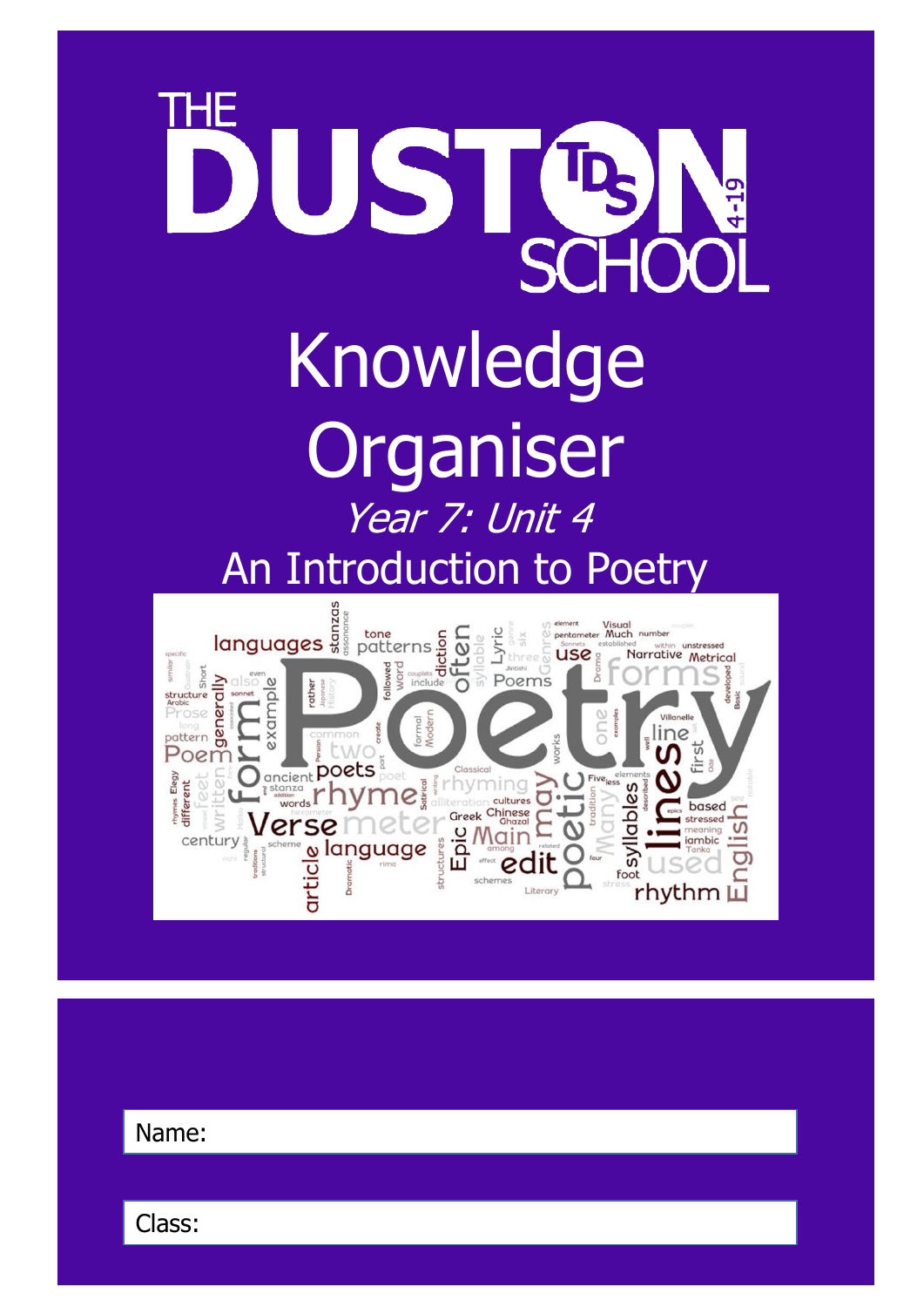# THE DUSTON SCHOOL 4-19

# Knowledge Organiser

*Year 7: Unit 4*

## An Introduction to Poetry

Name:

Class: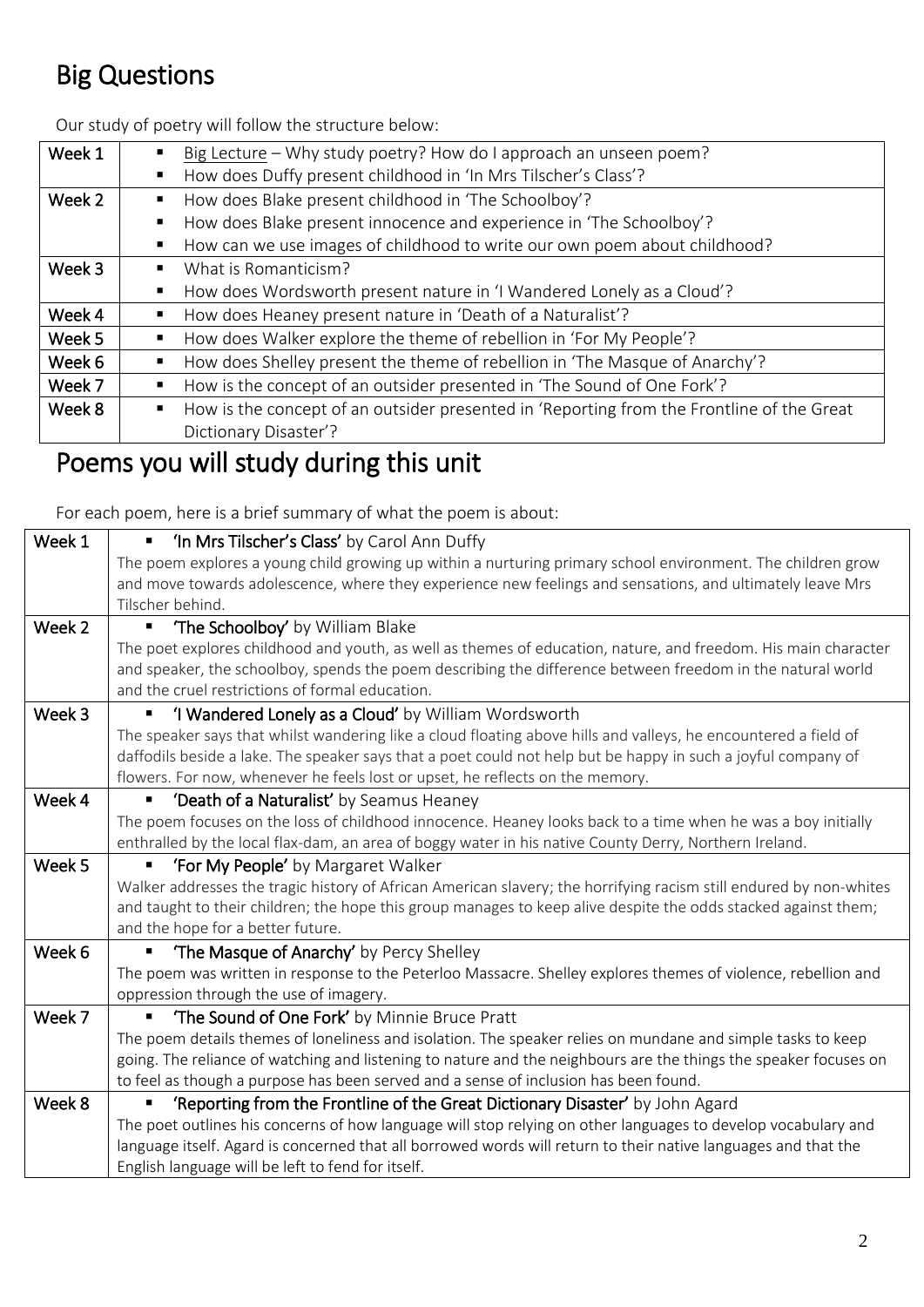# Big Questions

Our study of poetry will follow the structure below:

| Week | |
|---|---|
| Week 1 | ▪ Big Lecture – Why study poetry? How do I approach an unseen poem?<br>▪ How does Duffy present childhood in 'In Mrs Tilscher's Class'? |
| Week 2 | ▪ How does Blake present childhood in 'The Schoolboy'?<br>▪ How does Blake present innocence and experience in 'The Schoolboy'?<br>▪ How can we use images of childhood to write our own poem about childhood? |
| Week 3 | ▪ What is Romanticism?<br>▪ How does Wordsworth present nature in 'I Wandered Lonely as a Cloud'? |
| Week 4 | ▪ How does Heaney present nature in 'Death of a Naturalist'? |
| Week 5 | ▪ How does Walker explore the theme of rebellion in 'For My People'? |
| Week 6 | ▪ How does Shelley present the theme of rebellion in 'The Masque of Anarchy'? |
| Week 7 | ▪ How is the concept of an outsider presented in 'The Sound of One Fork'? |
| Week 8 | ▪ How is the concept of an outsider presented in 'Reporting from the Frontline of the Great Dictionary Disaster'? |

# Poems you will study during this unit

For each poem, here is a brief summary of what the poem is about:

| Week | |
|---|---|
| Week 1 | ▪ **'In Mrs Tilscher's Class'** by Carol Ann Duffy<br>The poem explores a young child growing up within a nurturing primary school environment. The children grow and move towards adolescence, where they experience new feelings and sensations, and ultimately leave Mrs Tilscher behind. |
| Week 2 | ▪ **'The Schoolboy'** by William Blake<br>The poet explores childhood and youth, as well as themes of education, nature, and freedom. His main character and speaker, the schoolboy, spends the poem describing the difference between freedom in the natural world and the cruel restrictions of formal education. |
| Week 3 | ▪ **'I Wandered Lonely as a Cloud'** by William Wordsworth<br>The speaker says that whilst wandering like a cloud floating above hills and valleys, he encountered a field of daffodils beside a lake. The speaker says that a poet could not help but be happy in such a joyful company of flowers. For now, whenever he feels lost or upset, he reflects on the memory. |
| Week 4 | ▪ **'Death of a Naturalist'** by Seamus Heaney<br>The poem focuses on the loss of childhood innocence. Heaney looks back to a time when he was a boy initially enthralled by the local flax-dam, an area of boggy water in his native County Derry, Northern Ireland. |
| Week 5 | ▪ **'For My People'** by Margaret Walker<br>Walker addresses the tragic history of African American slavery; the horrifying racism still endured by non-whites and taught to their children; the hope this group manages to keep alive despite the odds stacked against them; and the hope for a better future. |
| Week 6 | ▪ **'The Masque of Anarchy'** by Percy Shelley<br>The poem was written in response to the Peterloo Massacre. Shelley explores themes of violence, rebellion and oppression through the use of imagery. |
| Week 7 | ▪ **'The Sound of One Fork'** by Minnie Bruce Pratt<br>The poem details themes of loneliness and isolation. The speaker relies on mundane and simple tasks to keep going. The reliance of watching and listening to nature and the neighbours are the things the speaker focuses on to feel as though a purpose has been served and a sense of inclusion has been found. |
| Week 8 | ▪ **'Reporting from the Frontline of the Great Dictionary Disaster'** by John Agard<br>The poet outlines his concerns of how language will stop relying on other languages to develop vocabulary and language itself. Agard is concerned that all borrowed words will return to their native languages and that the English language will be left to fend for itself. |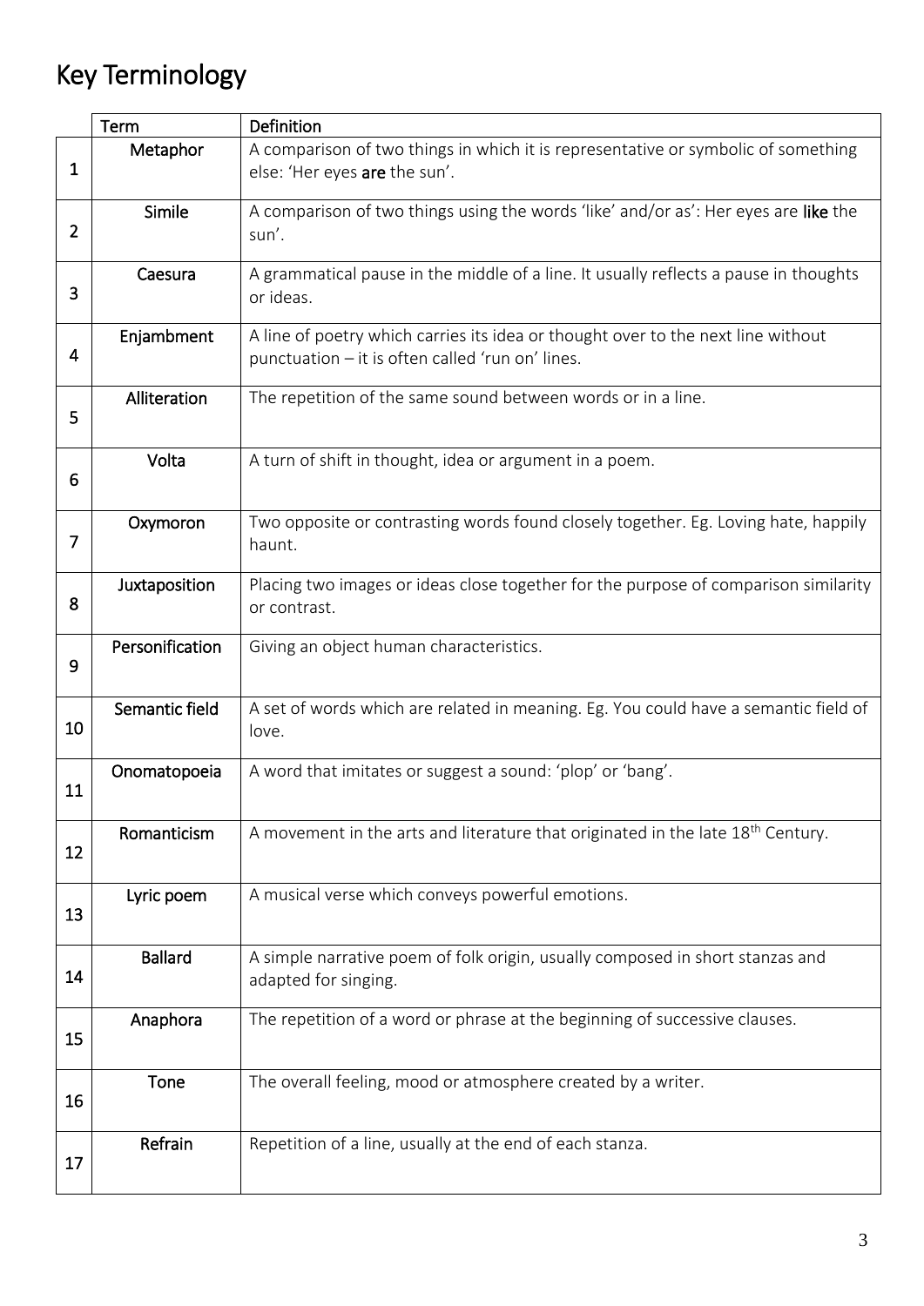# Key Terminology

| | Term | Definition |
|---|---|---|
| 1 | Metaphor | A comparison of two things in which it is representative or symbolic of something else: 'Her eyes **are** the sun'. |
| 2 | Simile | A comparison of two things using the words 'like' and/or as': Her eyes are **like** the sun'. |
| 3 | Caesura | A grammatical pause in the middle of a line. It usually reflects a pause in thoughts or ideas. |
| 4 | Enjambment | A line of poetry which carries its idea or thought over to the next line without punctuation – it is often called 'run on' lines. |
| 5 | Alliteration | The repetition of the same sound between words or in a line. |
| 6 | Volta | A turn of shift in thought, idea or argument in a poem. |
| 7 | Oxymoron | Two opposite or contrasting words found closely together. Eg. Loving hate, happily haunt. |
| 8 | Juxtaposition | Placing two images or ideas close together for the purpose of comparison similarity or contrast. |
| 9 | Personification | Giving an object human characteristics. |
| 10 | Semantic field | A set of words which are related in meaning. Eg. You could have a semantic field of love. |
| 11 | Onomatopoeia | A word that imitates or suggest a sound: 'plop' or 'bang'. |
| 12 | Romanticism | A movement in the arts and literature that originated in the late 18th Century. |
| 13 | Lyric poem | A musical verse which conveys powerful emotions. |
| 14 | Ballard | A simple narrative poem of folk origin, usually composed in short stanzas and adapted for singing. |
| 15 | Anaphora | The repetition of a word or phrase at the beginning of successive clauses. |
| 16 | Tone | The overall feeling, mood or atmosphere created by a writer. |
| 17 | Refrain | Repetition of a line, usually at the end of each stanza. |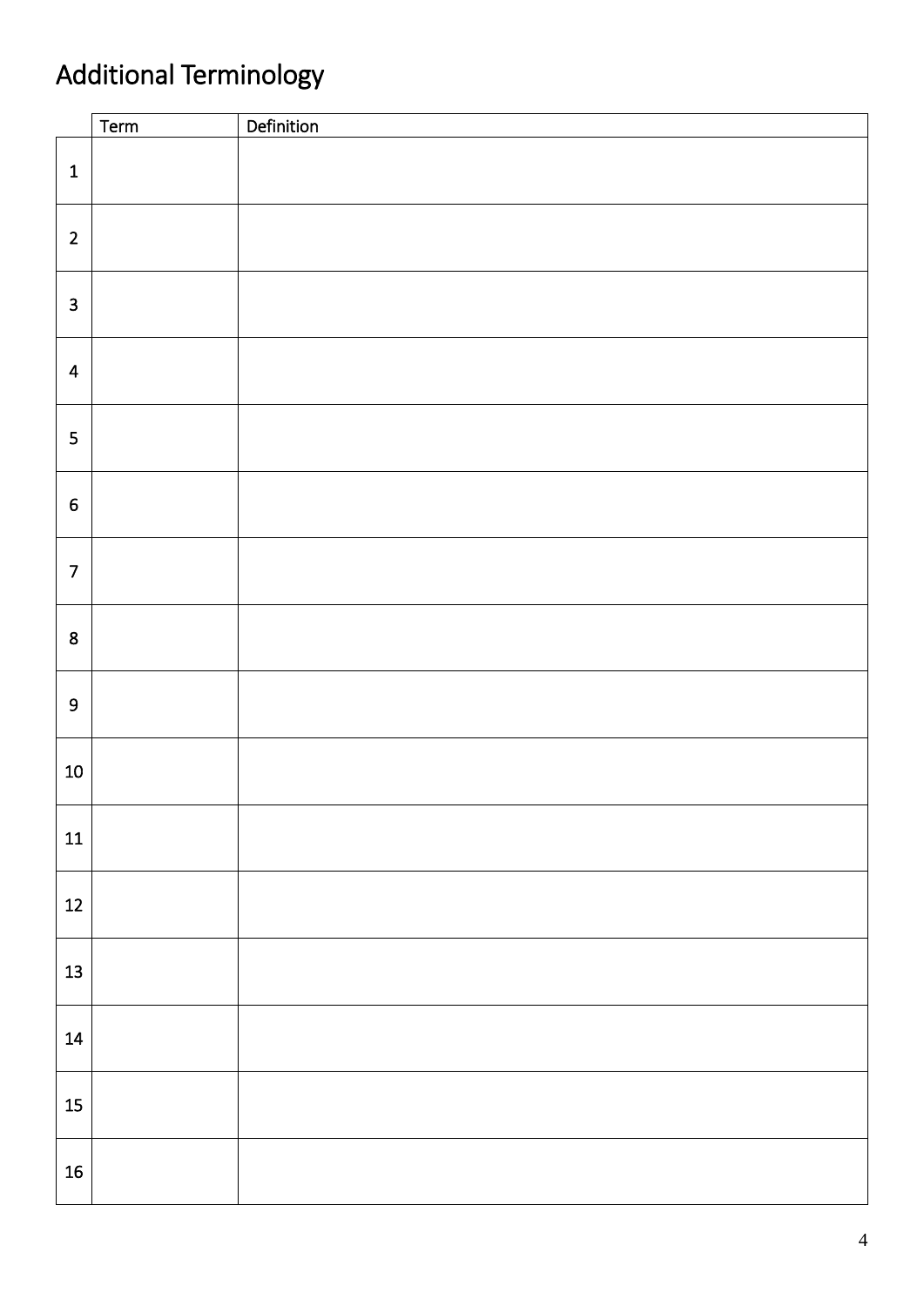# Additional Terminology

| | Term | Definition |
|---|---|---|
| 1 | | |
| 2 | | |
| 3 | | |
| 4 | | |
| 5 | | |
| 6 | | |
| 7 | | |
| 8 | | |
| 9 | | |
| 10 | | |
| 11 | | |
| 12 | | |
| 13 | | |
| 14 | | |
| 15 | | |
| 16 | | |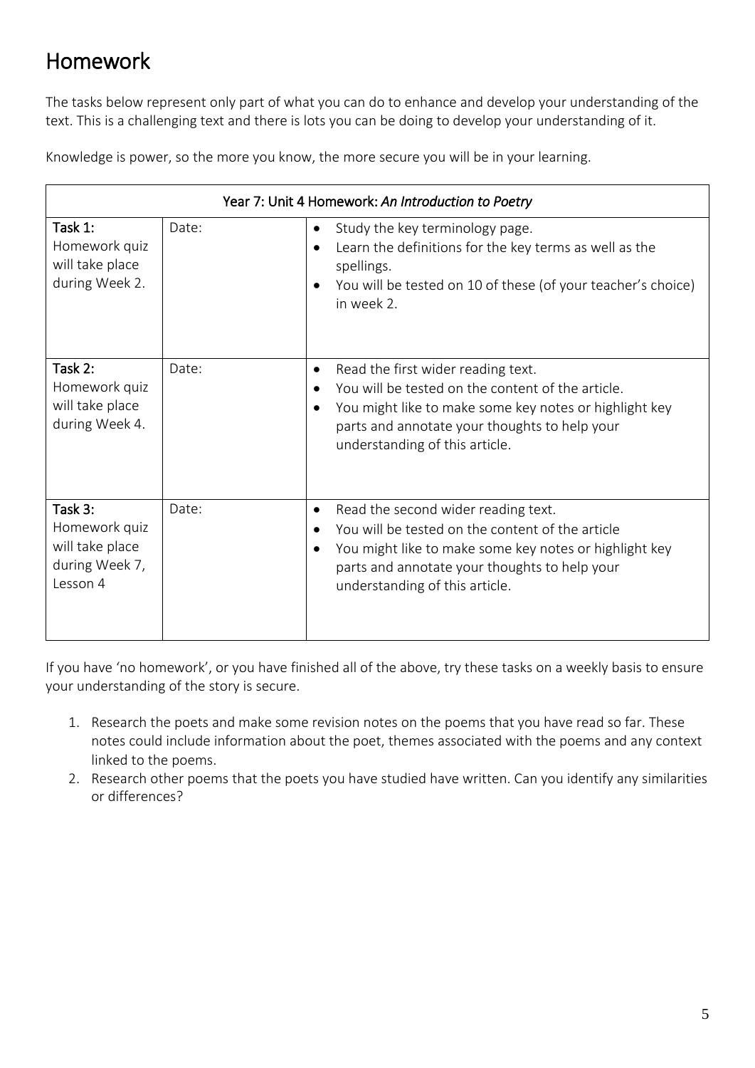# Homework

The tasks below represent only part of what you can do to enhance and develop your understanding of the text. This is a challenging text and there is lots you can be doing to develop your understanding of it.

Knowledge is power, so the more you know, the more secure you will be in your learning.

| Year 7: Unit 4 Homework: *An Introduction to Poetry* | | |
|---|---|---|
| Task 1: Homework quiz will take place during Week 2. | Date: | • Study the key terminology page.<br>• Learn the definitions for the key terms as well as the spellings.<br>• You will be tested on 10 of these (of your teacher's choice) in week 2. |
| Task 2: Homework quiz will take place during Week 4. | Date: | • Read the first wider reading text.<br>• You will be tested on the content of the article.<br>• You might like to make some key notes or highlight key parts and annotate your thoughts to help your understanding of this article. |
| Task 3: Homework quiz will take place during Week 7, Lesson 4 | Date: | • Read the second wider reading text.<br>• You will be tested on the content of the article<br>• You might like to make some key notes or highlight key parts and annotate your thoughts to help your understanding of this article. |

If you have 'no homework', or you have finished all of the above, try these tasks on a weekly basis to ensure your understanding of the story is secure.

1. Research the poets and make some revision notes on the poems that you have read so far. These notes could include information about the poet, themes associated with the poems and any context linked to the poems.
2. Research other poems that the poets you have studied have written. Can you identify any similarities or differences?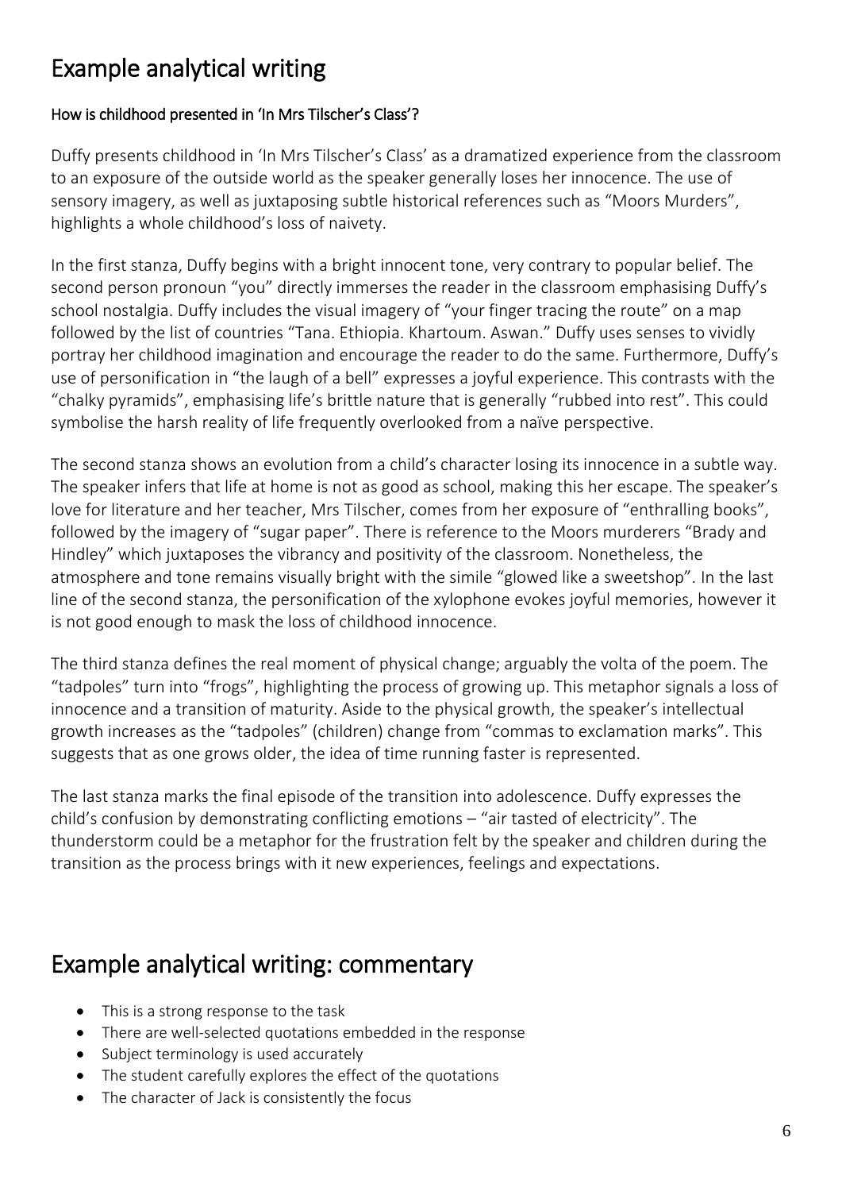# Example analytical writing

### How is childhood presented in 'In Mrs Tilscher's Class'?

Duffy presents childhood in 'In Mrs Tilscher's Class' as a dramatized experience from the classroom to an exposure of the outside world as the speaker generally loses her innocence. The use of sensory imagery, as well as juxtaposing subtle historical references such as "Moors Murders", highlights a whole childhood's loss of naivety.

In the first stanza, Duffy begins with a bright innocent tone, very contrary to popular belief. The second person pronoun "you" directly immerses the reader in the classroom emphasising Duffy's school nostalgia. Duffy includes the visual imagery of "your finger tracing the route" on a map followed by the list of countries "Tana. Ethiopia. Khartoum. Aswan." Duffy uses senses to vividly portray her childhood imagination and encourage the reader to do the same. Furthermore, Duffy's use of personification in "the laugh of a bell" expresses a joyful experience. This contrasts with the "chalky pyramids", emphasising life's brittle nature that is generally "rubbed into rest". This could symbolise the harsh reality of life frequently overlooked from a naïve perspective.

The second stanza shows an evolution from a child's character losing its innocence in a subtle way. The speaker infers that life at home is not as good as school, making this her escape. The speaker's love for literature and her teacher, Mrs Tilscher, comes from her exposure of "enthralling books", followed by the imagery of "sugar paper". There is reference to the Moors murderers "Brady and Hindley" which juxtaposes the vibrancy and positivity of the classroom. Nonetheless, the atmosphere and tone remains visually bright with the simile "glowed like a sweetshop". In the last line of the second stanza, the personification of the xylophone evokes joyful memories, however it is not good enough to mask the loss of childhood innocence.

The third stanza defines the real moment of physical change; arguably the volta of the poem. The "tadpoles" turn into "frogs", highlighting the process of growing up. This metaphor signals a loss of innocence and a transition of maturity. Aside to the physical growth, the speaker's intellectual growth increases as the "tadpoles" (children) change from "commas to exclamation marks". This suggests that as one grows older, the idea of time running faster is represented.

The last stanza marks the final episode of the transition into adolescence. Duffy expresses the child's confusion by demonstrating conflicting emotions – "air tasted of electricity". The thunderstorm could be a metaphor for the frustration felt by the speaker and children during the transition as the process brings with it new experiences, feelings and expectations.

# Example analytical writing: commentary

- This is a strong response to the task
- There are well-selected quotations embedded in the response
- Subject terminology is used accurately
- The student carefully explores the effect of the quotations
- The character of Jack is consistently the focus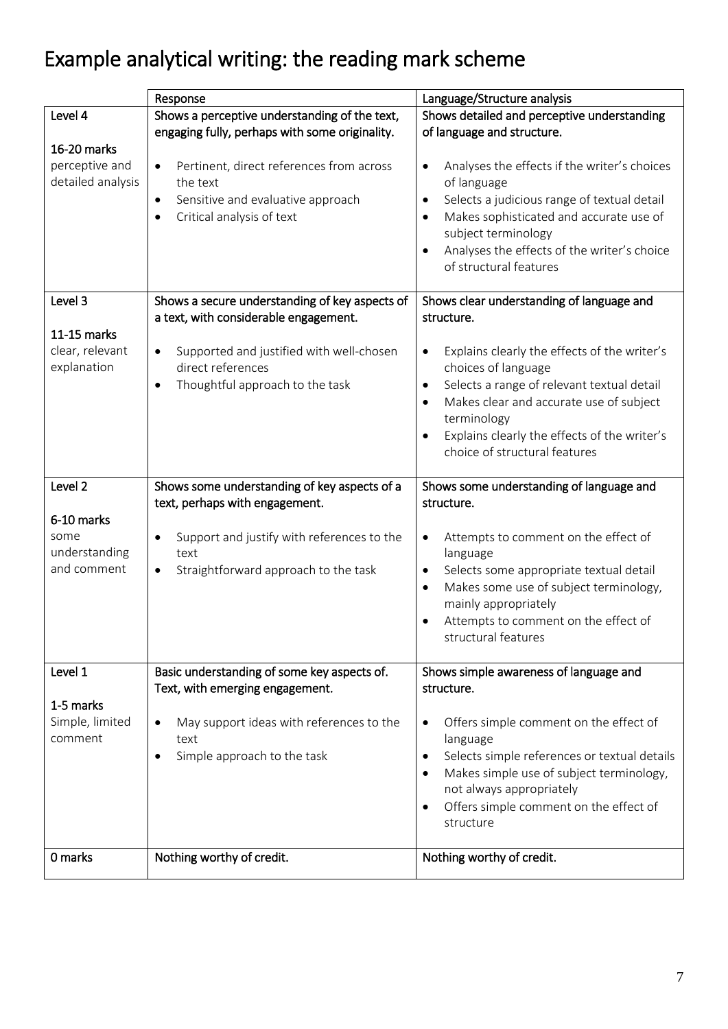# Example analytical writing: the reading mark scheme

| | Response | Language/Structure analysis |
|---|---|---|
| Level 4<br><br>**16-20 marks**<br>perceptive and detailed analysis | Shows a perceptive understanding of the text, engaging fully, perhaps with some originality.<br><br>• Pertinent, direct references from across the text<br>• Sensitive and evaluative approach<br>• Critical analysis of text | Shows detailed and perceptive understanding of language and structure.<br><br>• Analyses the effects if the writer's choices of language<br>• Selects a judicious range of textual detail<br>• Makes sophisticated and accurate use of subject terminology<br>• Analyses the effects of the writer's choice of structural features |
| Level 3<br><br>**11-15 marks**<br>clear, relevant explanation | Shows a secure understanding of key aspects of a text, with considerable engagement.<br><br>• Supported and justified with well-chosen direct references<br>• Thoughtful approach to the task | Shows clear understanding of language and structure.<br><br>• Explains clearly the effects of the writer's choices of language<br>• Selects a range of relevant textual detail<br>• Makes clear and accurate use of subject terminology<br>• Explains clearly the effects of the writer's choice of structural features |
| Level 2<br><br>**6-10 marks**<br>some understanding and comment | Shows some understanding of key aspects of a text, perhaps with engagement.<br><br>• Support and justify with references to the text<br>• Straightforward approach to the task | Shows some understanding of language and structure.<br><br>• Attempts to comment on the effect of language<br>• Selects some appropriate textual detail<br>• Makes some use of subject terminology, mainly appropriately<br>• Attempts to comment on the effect of structural features |
| Level 1<br><br>**1-5 marks**<br>Simple, limited comment | Basic understanding of some key aspects of. Text, with emerging engagement.<br><br>• May support ideas with references to the text<br>• Simple approach to the task | Shows simple awareness of language and structure.<br><br>• Offers simple comment on the effect of language<br>• Selects simple references or textual details<br>• Makes simple use of subject terminology, not always appropriately<br>• Offers simple comment on the effect of structure |
| 0 marks | Nothing worthy of credit. | Nothing worthy of credit. |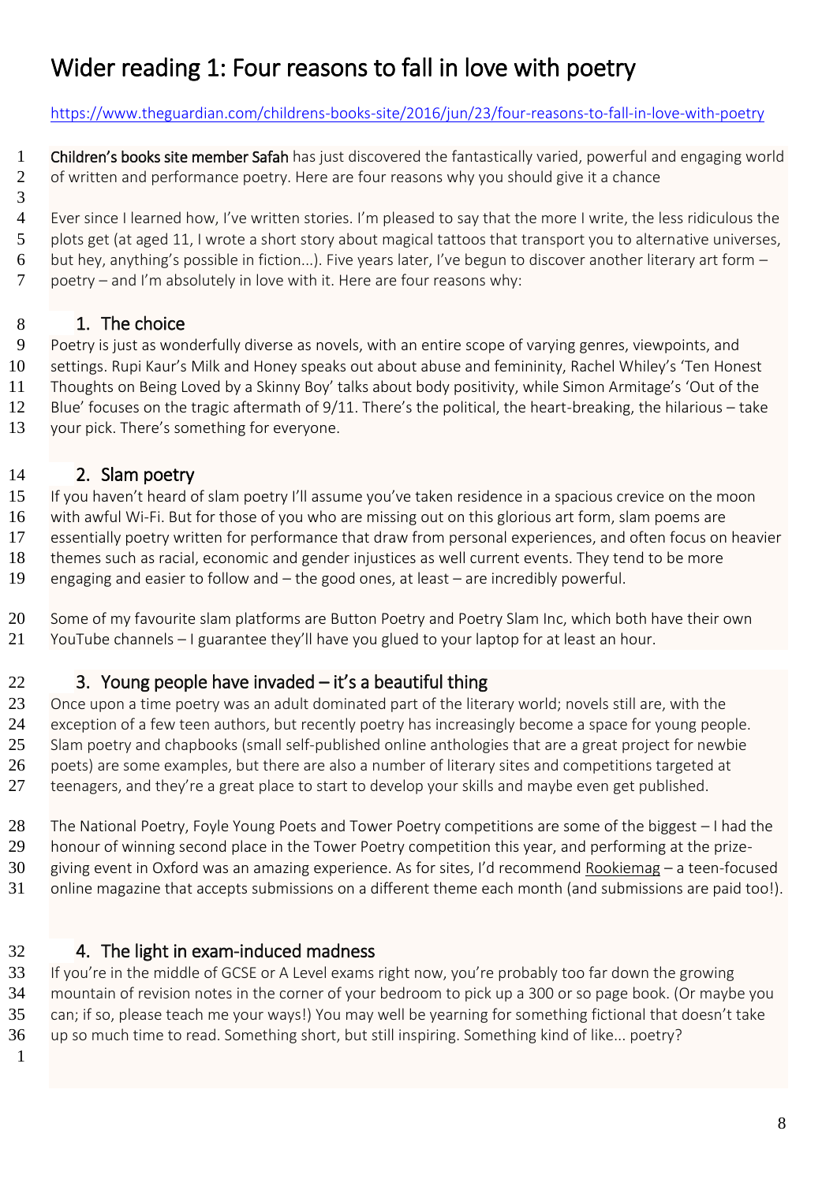# Wider reading 1: Four reasons to fall in love with poetry

https://www.theguardian.com/childrens-books-site/2016/jun/23/four-reasons-to-fall-in-love-with-poetry

**Children's books site member Safah** has just discovered the fantastically varied, powerful and engaging world of written and performance poetry. Here are four reasons why you should give it a chance

Ever since I learned how, I've written stories. I'm pleased to say that the more I write, the less ridiculous the plots get (at aged 11, I wrote a short story about magical tattoos that transport you to alternative universes, but hey, anything's possible in fiction...). Five years later, I've begun to discover another literary art form – poetry – and I'm absolutely in love with it. Here are four reasons why:

## 1. The choice

Poetry is just as wonderfully diverse as novels, with an entire scope of varying genres, viewpoints, and settings. Rupi Kaur's Milk and Honey speaks out about abuse and femininity, Rachel Whiley's 'Ten Honest Thoughts on Being Loved by a Skinny Boy' talks about body positivity, while Simon Armitage's 'Out of the Blue' focuses on the tragic aftermath of 9/11. There's the political, the heart-breaking, the hilarious – take your pick. There's something for everyone.

## 2. Slam poetry

If you haven't heard of slam poetry I'll assume you've taken residence in a spacious crevice on the moon with awful Wi-Fi. But for those of you who are missing out on this glorious art form, slam poems are essentially poetry written for performance that draw from personal experiences, and often focus on heavier themes such as racial, economic and gender injustices as well current events. They tend to be more engaging and easier to follow and – the good ones, at least – are incredibly powerful.

Some of my favourite slam platforms are Button Poetry and Poetry Slam Inc, which both have their own YouTube channels – I guarantee they'll have you glued to your laptop for at least an hour.

## 3. Young people have invaded – it's a beautiful thing

Once upon a time poetry was an adult dominated part of the literary world; novels still are, with the exception of a few teen authors, but recently poetry has increasingly become a space for young people. Slam poetry and chapbooks (small self-published online anthologies that are a great project for newbie poets) are some examples, but there are also a number of literary sites and competitions targeted at teenagers, and they're a great place to start to develop your skills and maybe even get published.

The National Poetry, Foyle Young Poets and Tower Poetry competitions are some of the biggest – I had the honour of winning second place in the Tower Poetry competition this year, and performing at the prize-giving event in Oxford was an amazing experience. As for sites, I'd recommend Rookiemag – a teen-focused online magazine that accepts submissions on a different theme each month (and submissions are paid too!).

## 4. The light in exam-induced madness

If you're in the middle of GCSE or A Level exams right now, you're probably too far down the growing mountain of revision notes in the corner of your bedroom to pick up a 300 or so page book. (Or maybe you can; if so, please teach me your ways!) You may well be yearning for something fictional that doesn't take up so much time to read. Something short, but still inspiring. Something kind of like... poetry?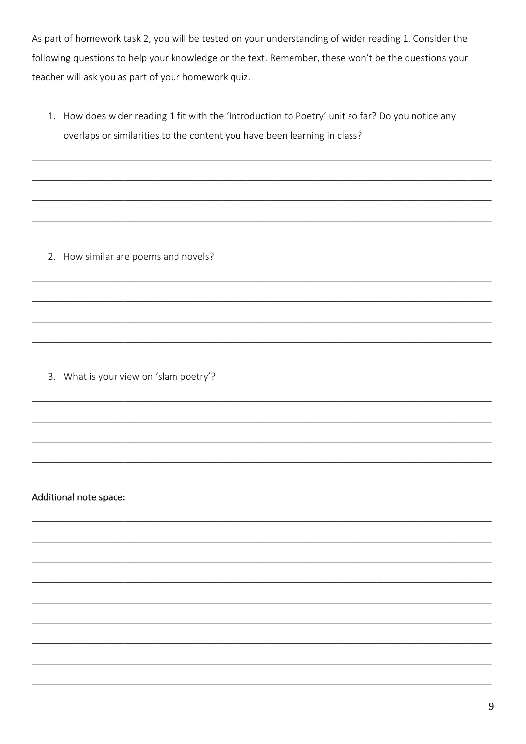As part of homework task 2, you will be tested on your understanding of wider reading 1. Consider the following questions to help your knowledge or the text. Remember, these won't be the questions your teacher will ask you as part of your homework quiz.

1. How does wider reading 1 fit with the 'Introduction to Poetry' unit so far? Do you notice any overlaps or similarities to the content you have been learning in class?

_______________________________________________________________________________

_______________________________________________________________________________

_______________________________________________________________________________

_______________________________________________________________________________

2. How similar are poems and novels?

_______________________________________________________________________________

_______________________________________________________________________________

_______________________________________________________________________________

_______________________________________________________________________________

3. What is your view on 'slam poetry'?

_______________________________________________________________________________

_______________________________________________________________________________

_______________________________________________________________________________

_______________________________________________________________________________

**Additional note space:**

_______________________________________________________________________________

_______________________________________________________________________________

_______________________________________________________________________________

_______________________________________________________________________________

_______________________________________________________________________________

_______________________________________________________________________________

_______________________________________________________________________________

_______________________________________________________________________________

_______________________________________________________________________________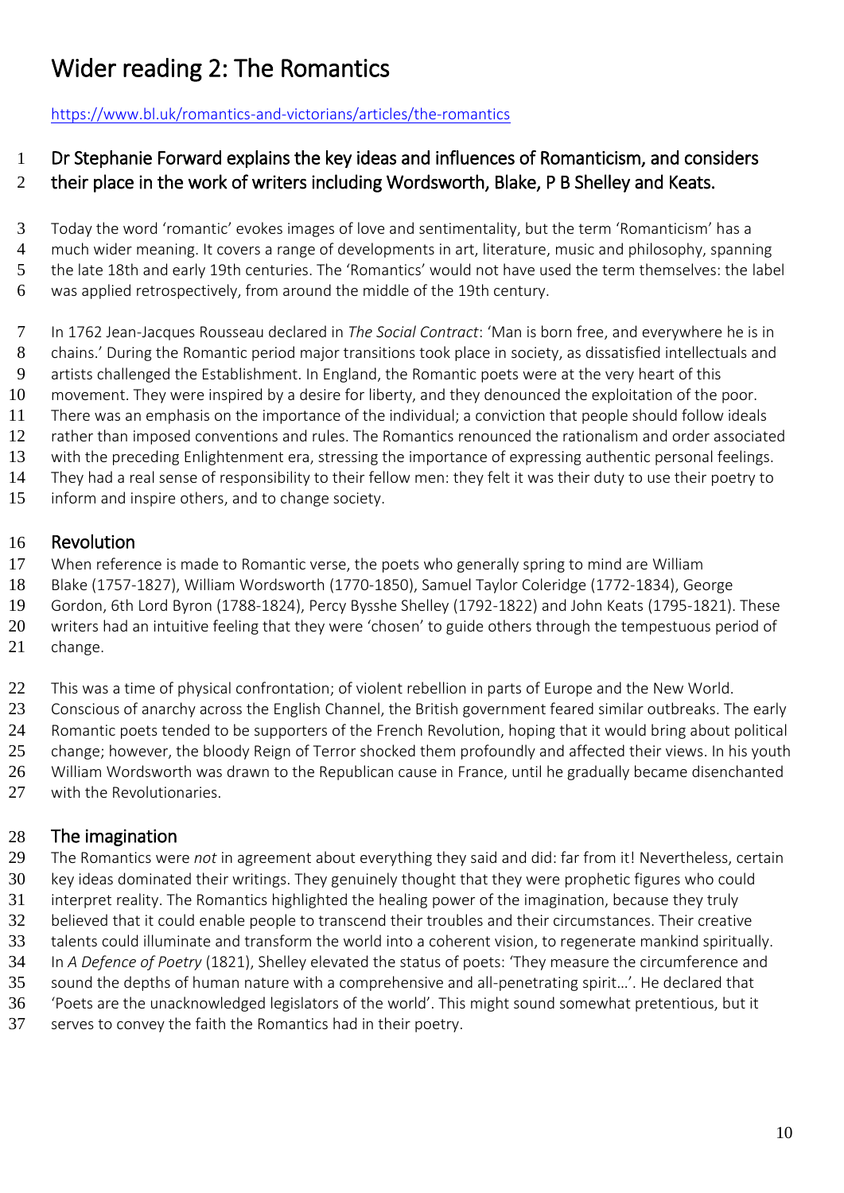# Wider reading 2: The Romantics

https://www.bl.uk/romantics-and-victorians/articles/the-romantics

## Dr Stephanie Forward explains the key ideas and influences of Romanticism, and considers their place in the work of writers including Wordsworth, Blake, P B Shelley and Keats.

Today the word 'romantic' evokes images of love and sentimentality, but the term 'Romanticism' has a much wider meaning. It covers a range of developments in art, literature, music and philosophy, spanning the late 18th and early 19th centuries. The 'Romantics' would not have used the term themselves: the label was applied retrospectively, from around the middle of the 19th century.

In 1762 Jean-Jacques Rousseau declared in *The Social Contract*: 'Man is born free, and everywhere he is in chains.' During the Romantic period major transitions took place in society, as dissatisfied intellectuals and artists challenged the Establishment. In England, the Romantic poets were at the very heart of this movement. They were inspired by a desire for liberty, and they denounced the exploitation of the poor. There was an emphasis on the importance of the individual; a conviction that people should follow ideals rather than imposed conventions and rules. The Romantics renounced the rationalism and order associated with the preceding Enlightenment era, stressing the importance of expressing authentic personal feelings. They had a real sense of responsibility to their fellow men: they felt it was their duty to use their poetry to inform and inspire others, and to change society.

## Revolution

When reference is made to Romantic verse, the poets who generally spring to mind are William Blake (1757-1827), William Wordsworth (1770-1850), Samuel Taylor Coleridge (1772-1834), George Gordon, 6th Lord Byron (1788-1824), Percy Bysshe Shelley (1792-1822) and John Keats (1795-1821). These writers had an intuitive feeling that they were 'chosen' to guide others through the tempestuous period of change.

This was a time of physical confrontation; of violent rebellion in parts of Europe and the New World. Conscious of anarchy across the English Channel, the British government feared similar outbreaks. The early Romantic poets tended to be supporters of the French Revolution, hoping that it would bring about political change; however, the bloody Reign of Terror shocked them profoundly and affected their views. In his youth William Wordsworth was drawn to the Republican cause in France, until he gradually became disenchanted with the Revolutionaries.

## The imagination

The Romantics were *not* in agreement about everything they said and did: far from it! Nevertheless, certain key ideas dominated their writings. They genuinely thought that they were prophetic figures who could interpret reality. The Romantics highlighted the healing power of the imagination, because they truly believed that it could enable people to transcend their troubles and their circumstances. Their creative talents could illuminate and transform the world into a coherent vision, to regenerate mankind spiritually. In *A Defence of Poetry* (1821), Shelley elevated the status of poets: 'They measure the circumference and sound the depths of human nature with a comprehensive and all-penetrating spirit…'. He declared that 'Poets are the unacknowledged legislators of the world'. This might sound somewhat pretentious, but it serves to convey the faith the Romantics had in their poetry.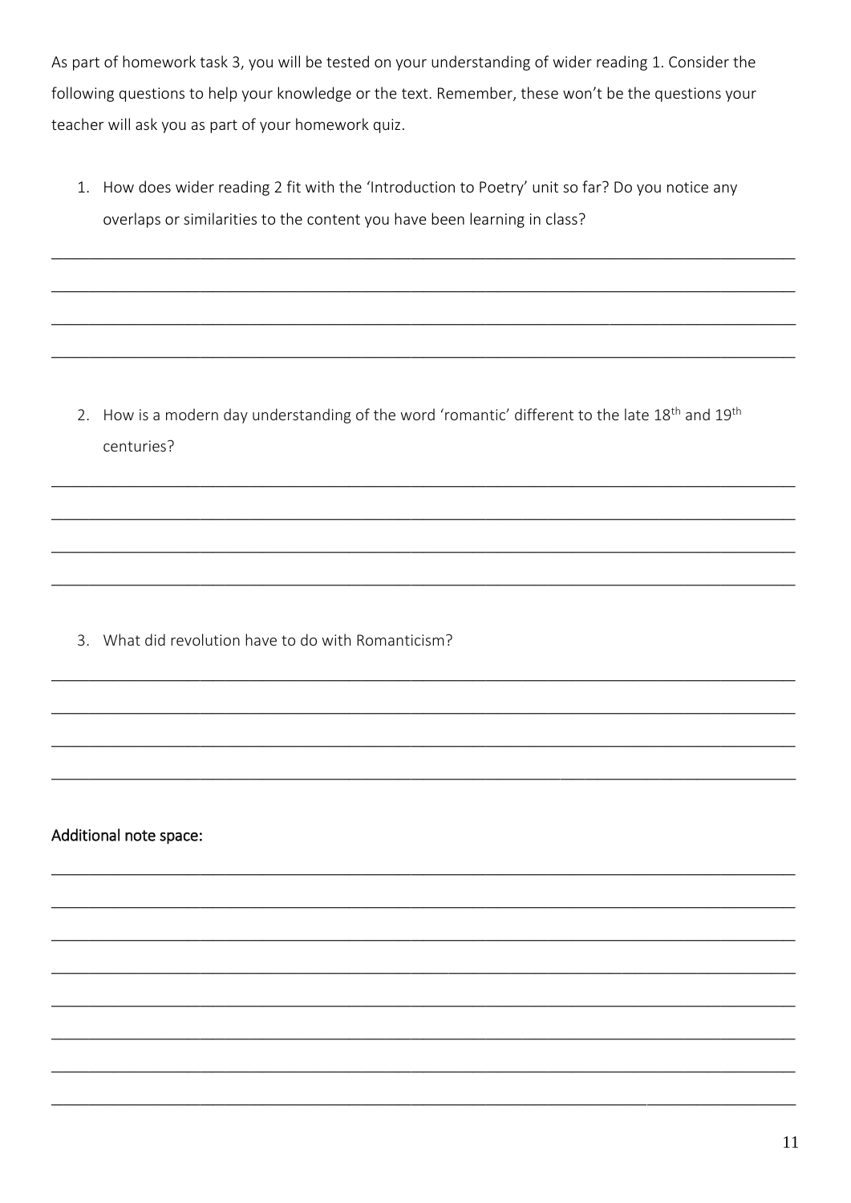As part of homework task 3, you will be tested on your understanding of wider reading 1. Consider the following questions to help your knowledge or the text. Remember, these won't be the questions your teacher will ask you as part of your homework quiz.

1. How does wider reading 2 fit with the 'Introduction to Poetry' unit so far? Do you notice any overlaps or similarities to the content you have been learning in class?

______________________________________________________________________________

______________________________________________________________________________

______________________________________________________________________________

______________________________________________________________________________

2. How is a modern day understanding of the word 'romantic' different to the late 18th and 19th centuries?

______________________________________________________________________________

______________________________________________________________________________

______________________________________________________________________________

______________________________________________________________________________

3. What did revolution have to do with Romanticism?

______________________________________________________________________________

______________________________________________________________________________

______________________________________________________________________________

______________________________________________________________________________

**Additional note space:**

______________________________________________________________________________

______________________________________________________________________________

______________________________________________________________________________

______________________________________________________________________________

______________________________________________________________________________

______________________________________________________________________________

______________________________________________________________________________

______________________________________________________________________________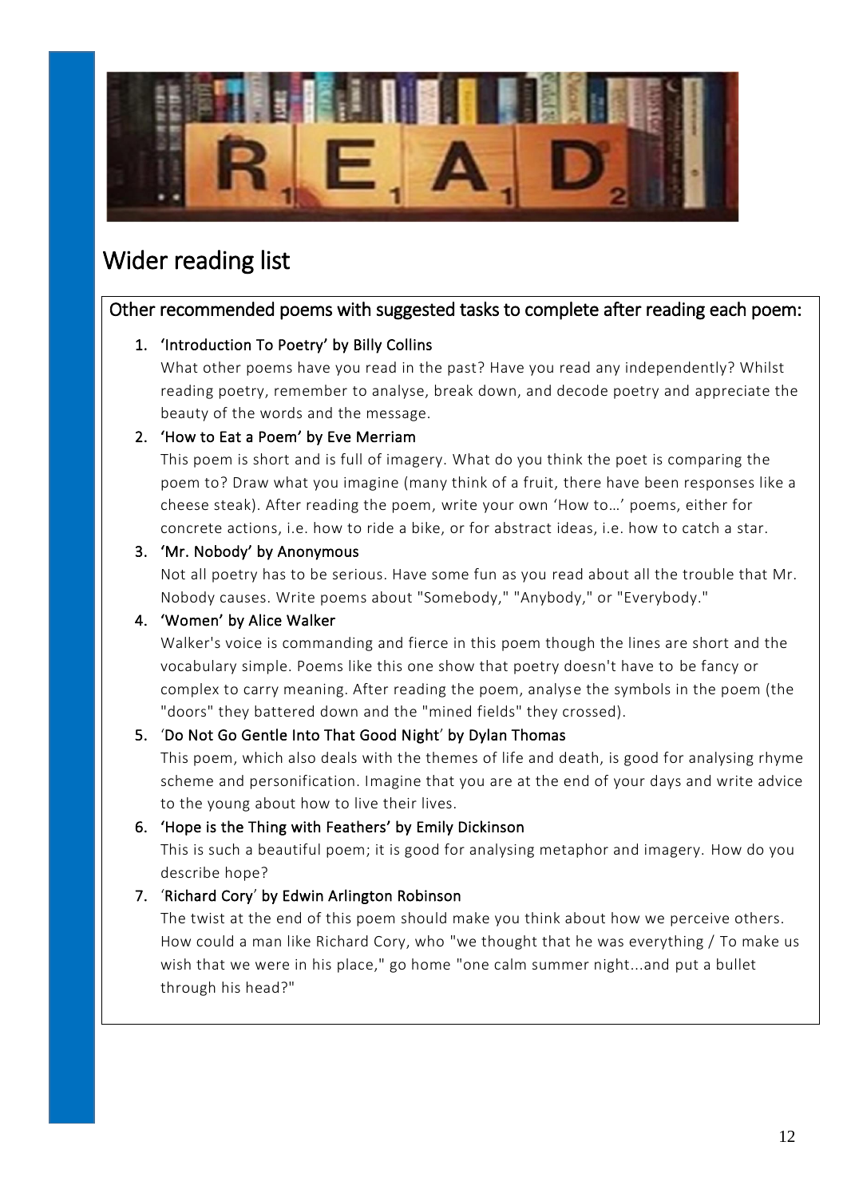# Wider reading list

## Other recommended poems with suggested tasks to complete after reading each poem:

1. **'Introduction To Poetry' by Billy Collins**
   What other poems have you read in the past? Have you read any independently? Whilst reading poetry, remember to analyse, break down, and decode poetry and appreciate the beauty of the words and the message.
2. **'How to Eat a Poem' by Eve Merriam**
   This poem is short and is full of imagery. What do you think the poet is comparing the poem to? Draw what you imagine (many think of a fruit, there have been responses like a cheese steak). After reading the poem, write your own 'How to…' poems, either for concrete actions, i.e. how to ride a bike, or for abstract ideas, i.e. how to catch a star.
3. **'Mr. Nobody' by Anonymous**
   Not all poetry has to be serious. Have some fun as you read about all the trouble that Mr. Nobody causes. Write poems about "Somebody," "Anybody," or "Everybody."
4. **'Women' by Alice Walker**
   Walker's voice is commanding and fierce in this poem though the lines are short and the vocabulary simple. Poems like this one show that poetry doesn't have to be fancy or complex to carry meaning. After reading the poem, analyse the symbols in the poem (the "doors" they battered down and the "mined fields" they crossed).
5. **'Do Not Go Gentle Into That Good Night' by Dylan Thomas**
   This poem, which also deals with the themes of life and death, is good for analysing rhyme scheme and personification. Imagine that you are at the end of your days and write advice to the young about how to live their lives.
6. **'Hope is the Thing with Feathers' by Emily Dickinson**
   This is such a beautiful poem; it is good for analysing metaphor and imagery. How do you describe hope?
7. **'Richard Cory' by Edwin Arlington Robinson**
   The twist at the end of this poem should make you think about how we perceive others. How could a man like Richard Cory, who "we thought that he was everything / To make us wish that we were in his place," go home "one calm summer night...and put a bullet through his head?"